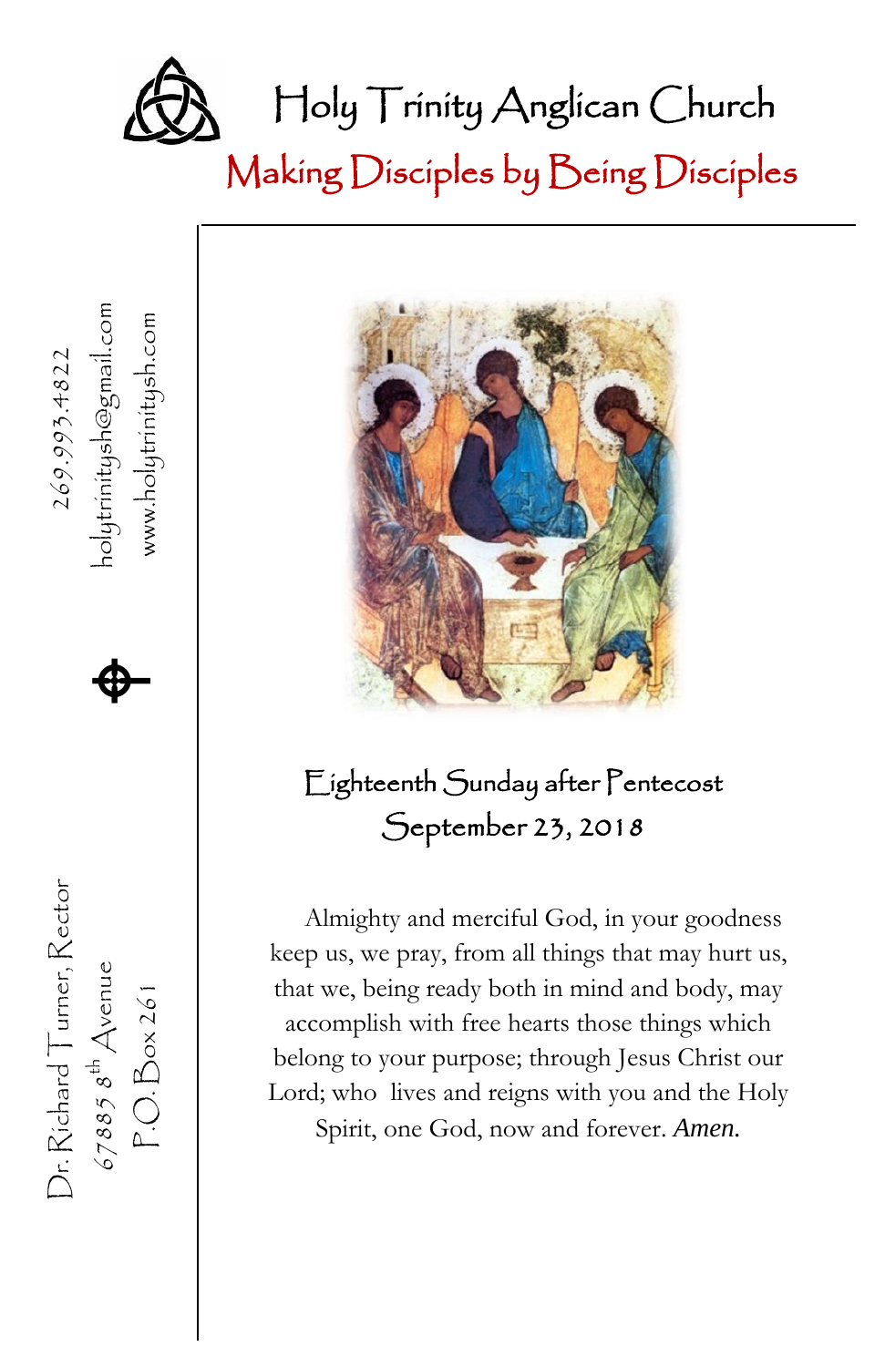# Holy Trinity Anglican Church

## Making Disciples by Being Disciples

269.993.4822

holytrinitysh@gmail.com

www.holytrinitysh.com

Dr. Richard Turner, Rector

67885 8th Avenue

P.O. Box 261

### Eighteenth Sunday after Pentecost
### September 23, 2018

Almighty and merciful God, in your goodness keep us, we pray, from all things that may hurt us, that we, being ready both in mind and body, may accomplish with free hearts those things which belong to your purpose; through Jesus Christ our Lord; who lives and reigns with you and the Holy Spirit, one God, now and forever. *Amen.*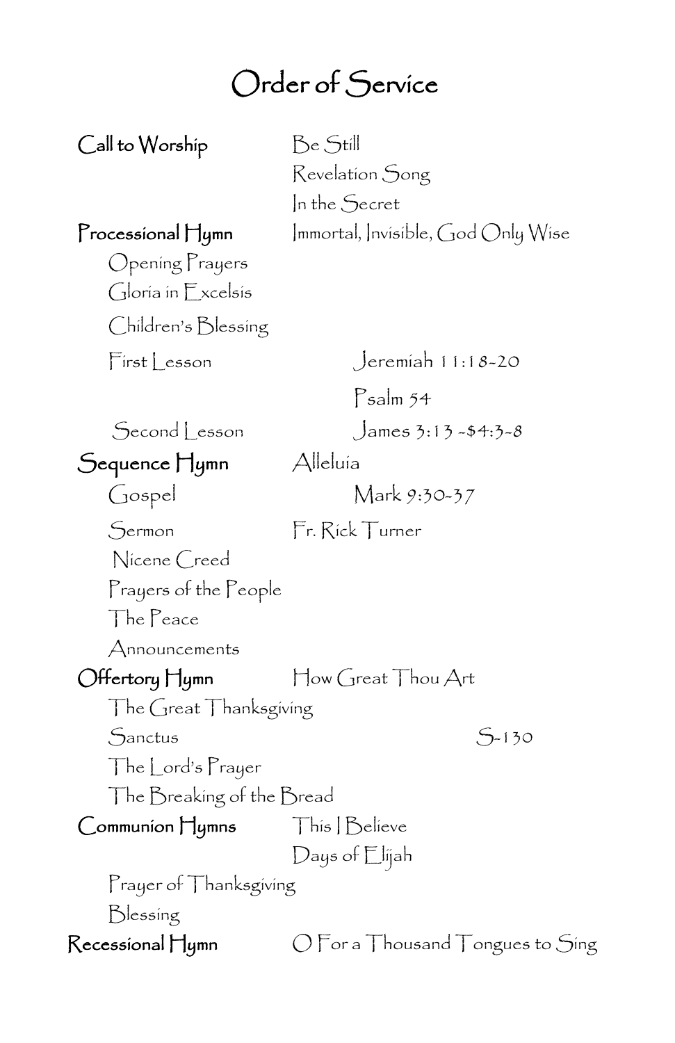# Order of Service

| | | |
|---|---|---|
| **Call to Worship** | Be Still | |
| | Revelation Song | |
| | In the Secret | |
| **Processional Hymn** | Immortal, Invisible, God Only Wise | |
| Opening Prayers | | |
| Gloria in Excelsis | | |
| Children's Blessing | | |
| First Lesson | Jeremiah 11:18-20 | |
| | Psalm 54 | |
| Second Lesson | James 3:13 -$4:3-8 | |
| **Sequence Hymn** | Alleluia | |
| Gospel | Mark 9:30-37 | |
| Sermon | Fr. Rick Turner | |
| Nicene Creed | | |
| Prayers of the People | | |
| The Peace | | |
| Announcements | | |
| **Offertory Hymn** | How Great Thou Art | |
| The Great Thanksgiving | | |
| Sanctus | | S-130 |
| The Lord's Prayer | | |
| The Breaking of the Bread | | |
| **Communion Hymns** | This I Believe | |
| | Days of Elijah | |
| Prayer of Thanksgiving | | |
| Blessing | | |
| **Recessional Hymn** | O For a Thousand Tongues to Sing | |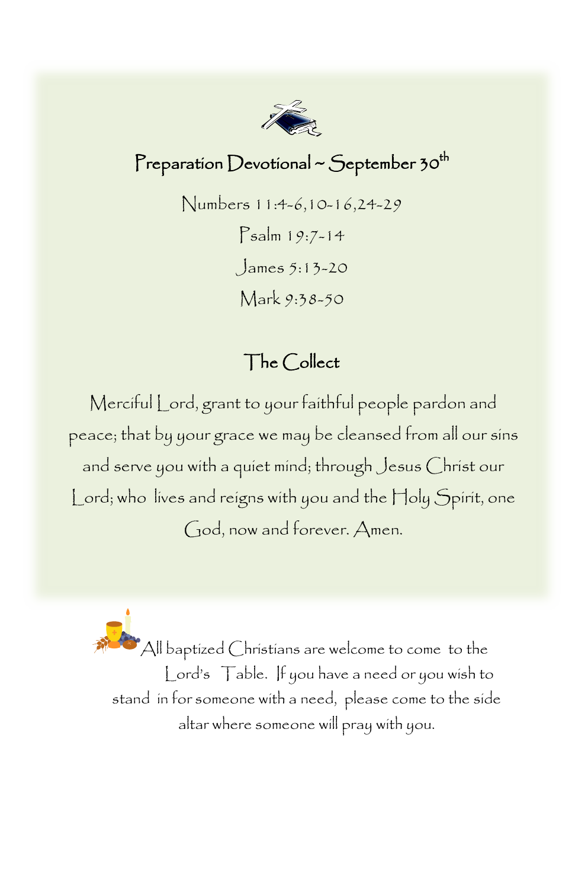## Preparation Devotional ~ September 30th

Numbers 11:4-6,10-16,24-29

Psalm 19:7-14

James 5:13-20

Mark 9:38-50

### The Collect

Merciful Lord, grant to your faithful people pardon and peace; that by your grace we may be cleansed from all our sins and serve you with a quiet mind; through Jesus Christ our Lord; who lives and reigns with you and the Holy Spirit, one God, now and forever. Amen.

All baptized Christians are welcome to come to the Lord's Table. If you have a need or you wish to stand in for someone with a need, please come to the side altar where someone will pray with you.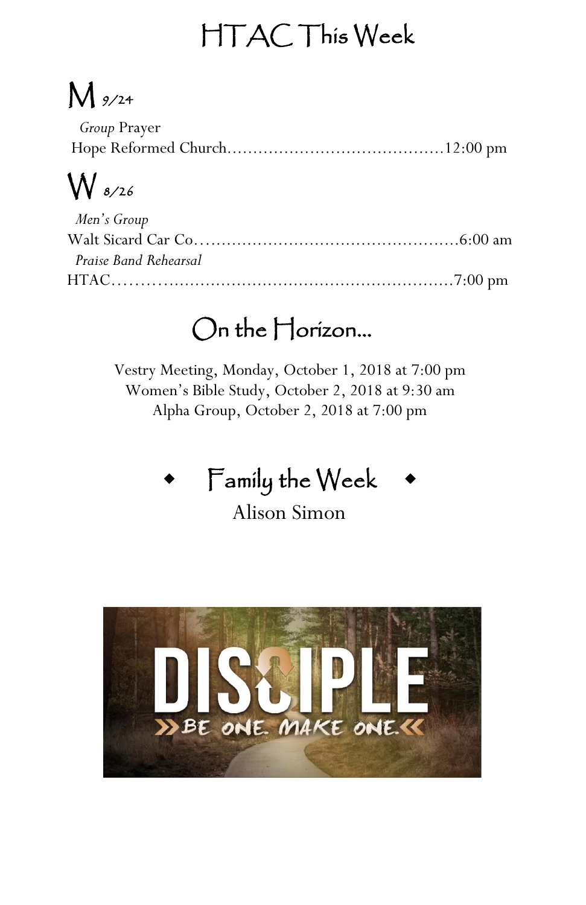# HTAC This Week

## M *9/24*

*Group* Prayer
Hope Reformed Church……………………………………12:00 pm

## W *8/26*

*Men's Group*
Walt Sicard Car Co……………………………………………6:00 am
*Praise Band Rehearsal*
HTAC…………………………………………………………7:00 pm

## On the Horizon…

Vestry Meeting, Monday, October 1, 2018 at 7:00 pm
Women's Bible Study, October 2, 2018 at 9:30 am
Alpha Group, October 2, 2018 at 7:00 pm

## ◆ Family the Week ◆

Alison Simon

DISCIPLE
» BE ONE. MAKE ONE. «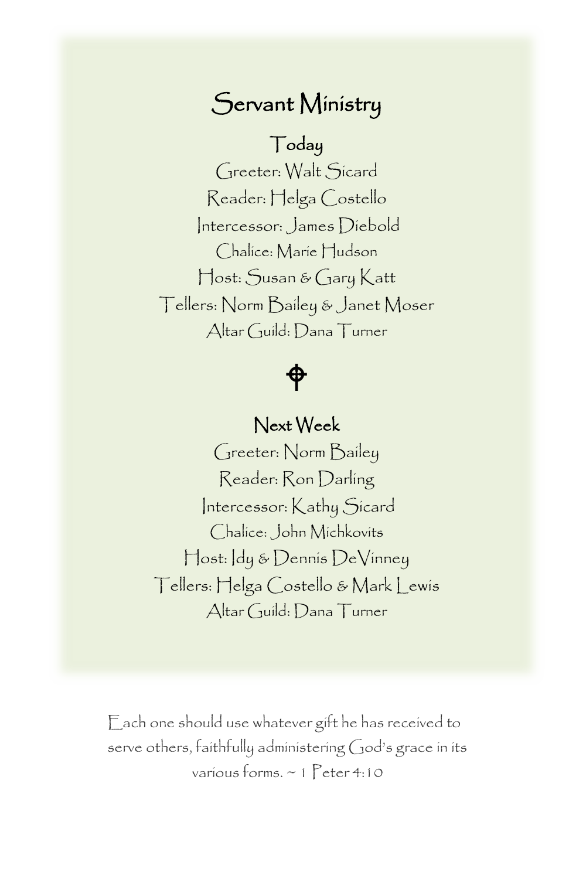# Servant Ministry

## Today

Greeter: Walt Sicard

Reader: Helga Costello

Intercessor: James Diebold

Chalice: Marie Hudson

Host: Susan & Gary Katt

Tellers: Norm Bailey & Janet Moser

Altar Guild: Dana Turner

## Next Week

Greeter: Norm Bailey

Reader: Ron Darling

Intercessor: Kathy Sicard

Chalice: John Michkovits

Host: Idy & Dennis DeVinney

Tellers: Helga Costello & Mark Lewis

Altar Guild: Dana Turner

Each one should use whatever gift he has received to serve others, faithfully administering God's grace in its various forms. ~ 1 Peter 4:10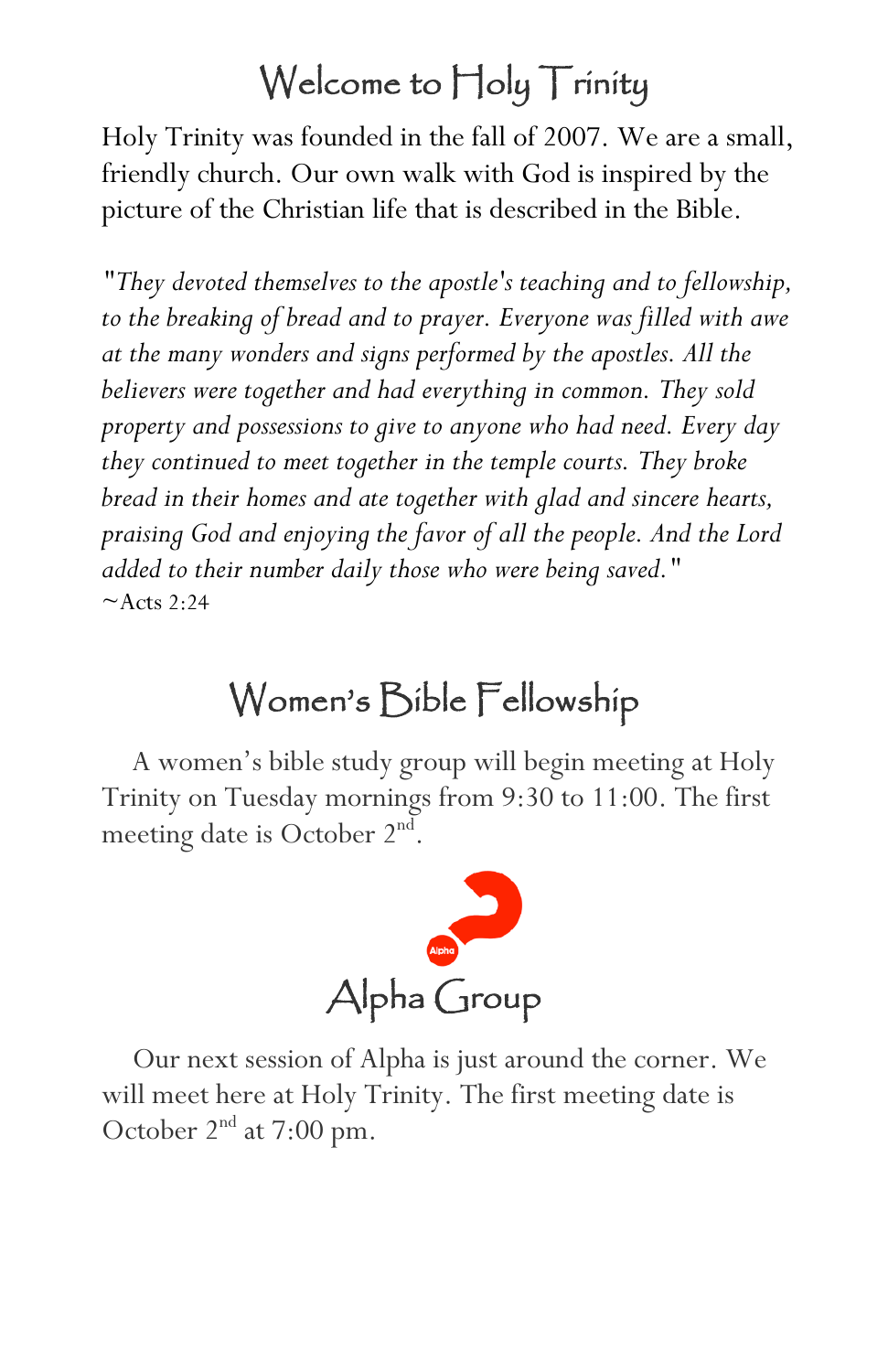# Welcome to Holy Trinity

Holy Trinity was founded in the fall of 2007. We are a small, friendly church. Our own walk with God is inspired by the picture of the Christian life that is described in the Bible.

*"They devoted themselves to the apostle's teaching and to fellowship, to the breaking of bread and to prayer. Everyone was filled with awe at the many wonders and signs performed by the apostles. All the believers were together and had everything in common. They sold property and possessions to give to anyone who had need. Every day they continued to meet together in the temple courts. They broke bread in their homes and ate together with glad and sincere hearts, praising God and enjoying the favor of all the people. And the Lord added to their number daily those who were being saved."*
~Acts 2:24

# Women's Bible Fellowship

A women's bible study group will begin meeting at Holy Trinity on Tuesday mornings from 9:30 to 11:00. The first meeting date is October 2nd.

# Alpha Group

Our next session of Alpha is just around the corner. We will meet here at Holy Trinity. The first meeting date is October 2nd at 7:00 pm.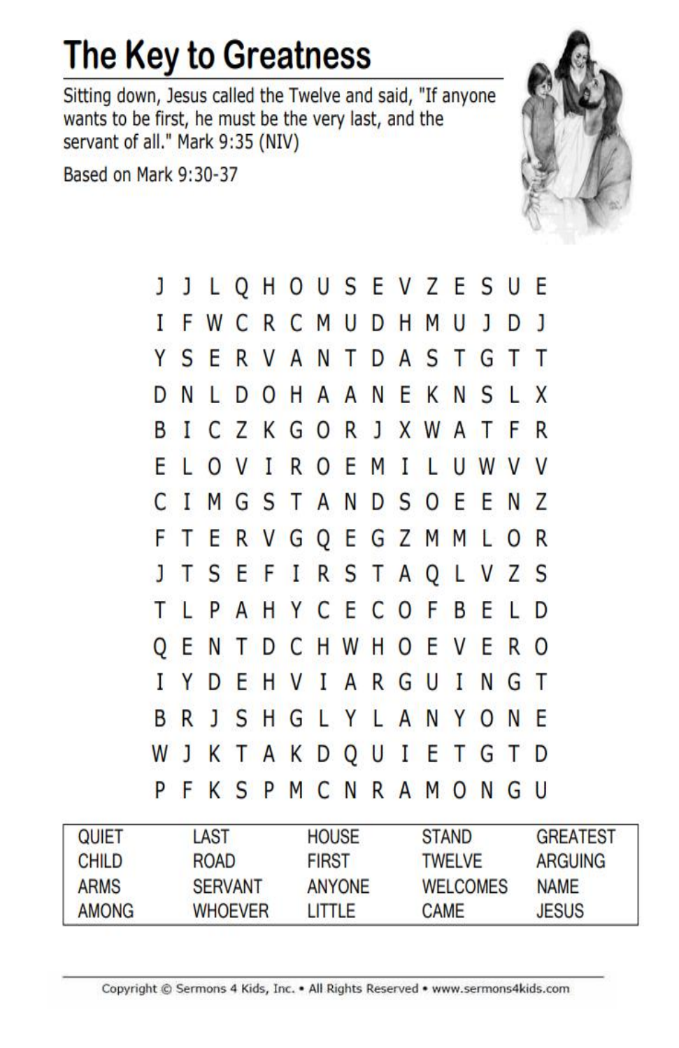# The Key to Greatness

Sitting down, Jesus called the Twelve and said, "If anyone wants to be first, he must be the very last, and the servant of all." Mark 9:35 (NIV)

Based on Mark 9:30-37

```
J J L Q H O U S E V Z E S U E
I F W C R C M U D H M U J D J
Y S E R V A N T D A S T G T T
D N L D O H A A N E K N S L X
B I C Z K G O R J X W A T F R
E L O V I R O E M I L U W V V
C I M G S T A N D S O E E N Z
F T E R V G Q E G Z M M L O R
J T S E F I R S T A Q L V Z S
T L P A H Y C E C O F B E L D
Q E N T D C H W H O E V E R O
I Y D E H V I A R G U I N G T
B R J S H G L Y L A N Y O N E
W J K T A K D Q U I E T G T D
P F K S P M C N R A M O N G U
```

| | | | | |
|---|---|---|---|---|
| QUIET | LAST | HOUSE | STAND | GREATEST |
| CHILD | ROAD | FIRST | TWELVE | ARGUING |
| ARMS | SERVANT | ANYONE | WELCOMES | NAME |
| AMONG | WHOEVER | LITTLE | CAME | JESUS |

Copyright © Sermons 4 Kids, Inc. • All Rights Reserved • www.sermons4kids.com